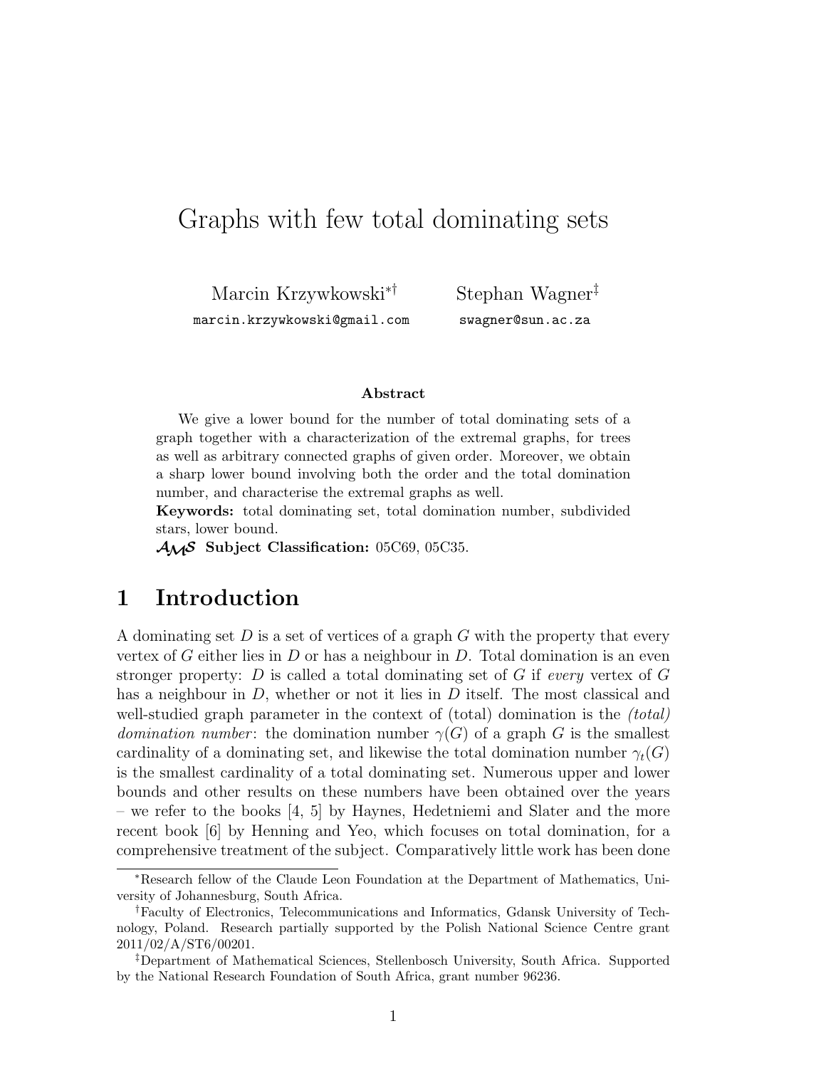# Graphs with few total dominating sets

Marcin Krzywkowski[*†] marcin.krzywkowski@gmail.com

Stephan Wagner[‡] swagner@sun.ac.za

### Abstract

We give a lower bound for the number of total dominating sets of a graph together with a characterization of the extremal graphs, for trees as well as arbitrary connected graphs of given order. Moreover, we obtain a sharp lower bound involving both the order and the total domination number, and characterise the extremal graphs as well.

**Keywords:** total dominating set, total domination number, subdivided stars, lower bound.

**AMS Subject Classification:** 05C69, 05C35.

## 1 Introduction

A dominating set $D$ is a set of vertices of a graph $G$ with the property that every vertex of $G$ either lies in $D$ or has a neighbour in $D$. Total domination is an even stronger property: $D$ is called a total dominating set of $G$ if *every* vertex of $G$ has a neighbour in $D$, whether or not it lies in $D$ itself. The most classical and well-studied graph parameter in the context of (total) domination is the *(total) domination number*: the domination number $\gamma(G)$ of a graph $G$ is the smallest cardinality of a dominating set, and likewise the total domination number $\gamma_t(G)$ is the smallest cardinality of a total dominating set. Numerous upper and lower bounds and other results on these numbers have been obtained over the years – we refer to the books [4, 5] by Haynes, Hedetniemi and Slater and the more recent book [6] by Henning and Yeo, which focuses on total domination, for a comprehensive treatment of the subject. Comparatively little work has been done

---

[*] Research fellow of the Claude Leon Foundation at the Department of Mathematics, University of Johannesburg, South Africa.

[†] Faculty of Electronics, Telecommunications and Informatics, Gdansk University of Technology, Poland. Research partially supported by the Polish National Science Centre grant 2011/02/A/ST6/00201.

[‡] Department of Mathematical Sciences, Stellenbosch University, South Africa. Supported by the National Research Foundation of South Africa, grant number 96236.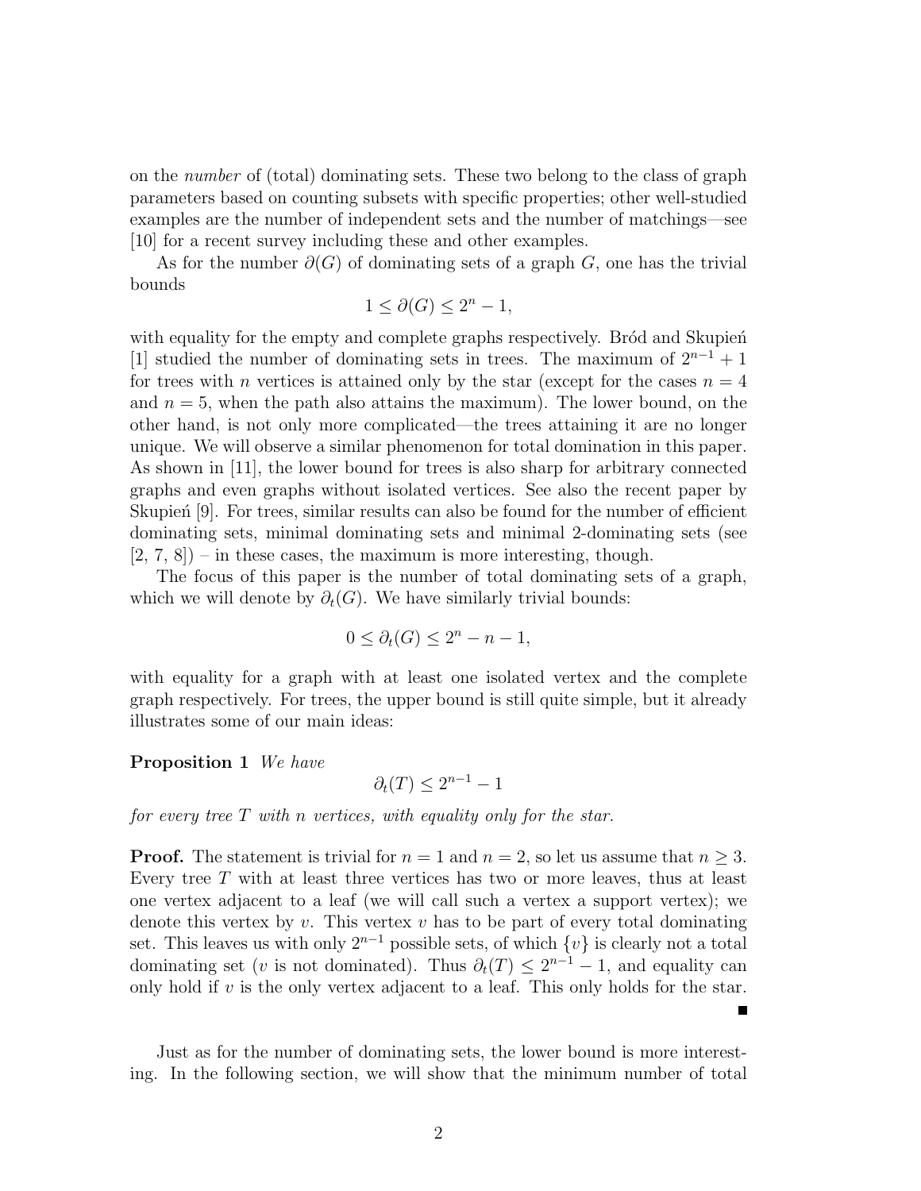on the *number* of (total) dominating sets. These two belong to the class of graph parameters based on counting subsets with specific properties; other well-studied examples are the number of independent sets and the number of matchings—see [10] for a recent survey including these and other examples.

As for the number $\partial(G)$ of dominating sets of a graph $G$, one has the trivial bounds

$$1 \leq \partial(G) \leq 2^n - 1,$$

with equality for the empty and complete graphs respectively. Bród and Skupień [1] studied the number of dominating sets in trees. The maximum of $2^{n-1}+1$ for trees with $n$ vertices is attained only by the star (except for the cases $n=4$ and $n=5$, when the path also attains the maximum). The lower bound, on the other hand, is not only more complicated—the trees attaining it are no longer unique. We will observe a similar phenomenon for total domination in this paper. As shown in [11], the lower bound for trees is also sharp for arbitrary connected graphs and even graphs without isolated vertices. See also the recent paper by Skupień [9]. For trees, similar results can also be found for the number of efficient dominating sets, minimal dominating sets and minimal 2-dominating sets (see [2, 7, 8]) – in these cases, the maximum is more interesting, though.

The focus of this paper is the number of total dominating sets of a graph, which we will denote by $\partial_t(G)$. We have similarly trivial bounds:

$$0 \leq \partial_t(G) \leq 2^n - n - 1,$$

with equality for a graph with at least one isolated vertex and the complete graph respectively. For trees, the upper bound is still quite simple, but it already illustrates some of our main ideas:

**Proposition 1** *We have*

$$\partial_t(T) \leq 2^{n-1} - 1$$

*for every tree $T$ with $n$ vertices, with equality only for the star.*

**Proof.** The statement is trivial for $n=1$ and $n=2$, so let us assume that $n \geq 3$. Every tree $T$ with at least three vertices has two or more leaves, thus at least one vertex adjacent to a leaf (we will call such a vertex a support vertex); we denote this vertex by $v$. This vertex $v$ has to be part of every total dominating set. This leaves us with only $2^{n-1}$ possible sets, of which $\{v\}$ is clearly not a total dominating set ($v$ is not dominated). Thus $\partial_t(T) \leq 2^{n-1} - 1$, and equality can only hold if $v$ is the only vertex adjacent to a leaf. This only holds for the star. ■

Just as for the number of dominating sets, the lower bound is more interesting. In the following section, we will show that the minimum number of total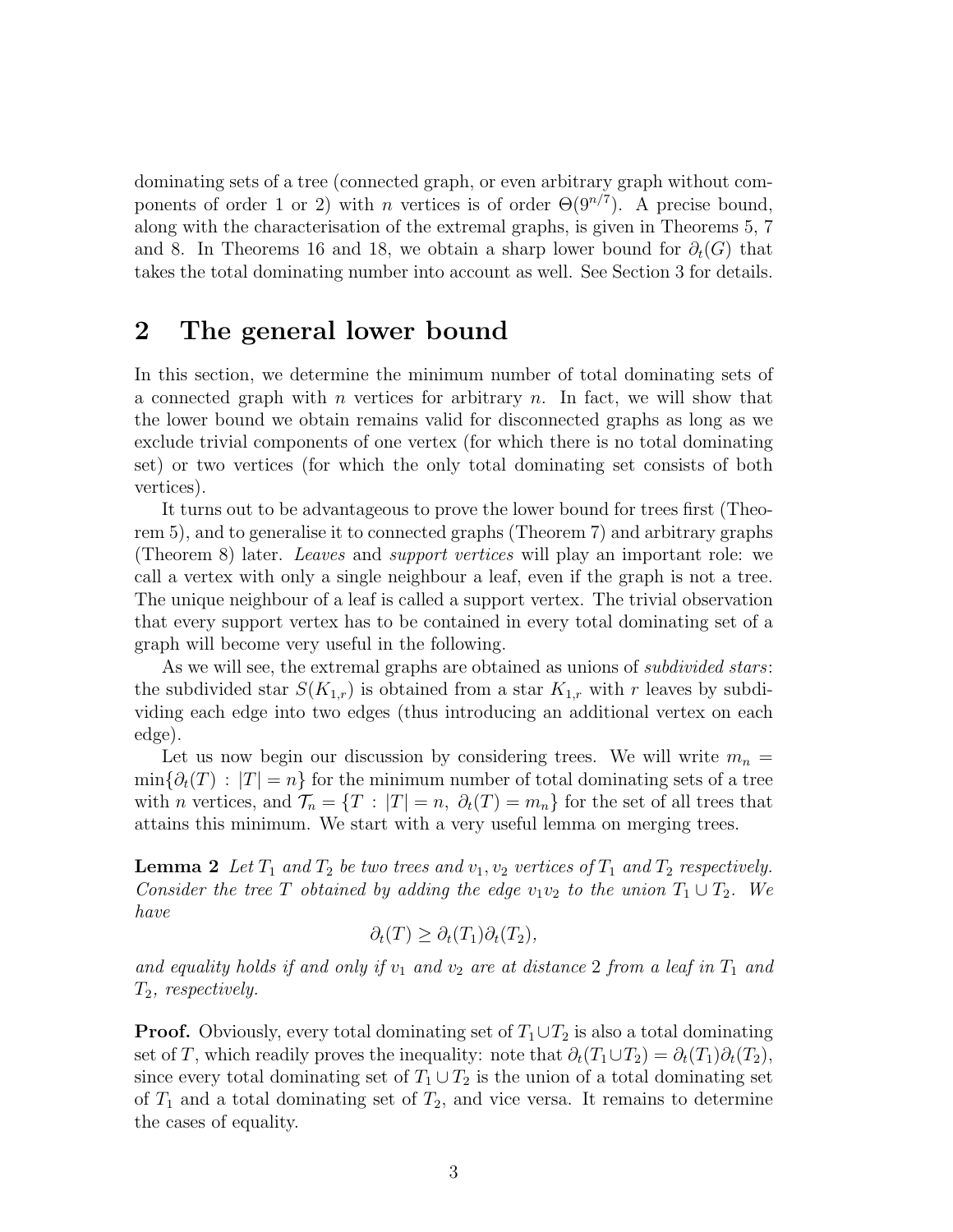dominating sets of a tree (connected graph, or even arbitrary graph without components of order 1 or 2) with $n$ vertices is of order $\Theta(9^{n/7})$. A precise bound, along with the characterisation of the extremal graphs, is given in Theorems 5, 7 and 8. In Theorems 16 and 18, we obtain a sharp lower bound for $\partial_t(G)$ that takes the total dominating number into account as well. See Section 3 for details.

## 2 The general lower bound

In this section, we determine the minimum number of total dominating sets of a connected graph with $n$ vertices for arbitrary $n$. In fact, we will show that the lower bound we obtain remains valid for disconnected graphs as long as we exclude trivial components of one vertex (for which there is no total dominating set) or two vertices (for which the only total dominating set consists of both vertices).

It turns out to be advantageous to prove the lower bound for trees first (Theorem 5), and to generalise it to connected graphs (Theorem 7) and arbitrary graphs (Theorem 8) later. *Leaves* and *support vertices* will play an important role: we call a vertex with only a single neighbour a leaf, even if the graph is not a tree. The unique neighbour of a leaf is called a support vertex. The trivial observation that every support vertex has to be contained in every total dominating set of a graph will become very useful in the following.

As we will see, the extremal graphs are obtained as unions of *subdivided stars*: the subdivided star $S(K_{1,r})$ is obtained from a star $K_{1,r}$ with $r$ leaves by subdividing each edge into two edges (thus introducing an additional vertex on each edge).

Let us now begin our discussion by considering trees. We will write $m_n = \min\{\partial_t(T) : |T| = n\}$ for the minimum number of total dominating sets of a tree with $n$ vertices, and $\mathcal{T}_n = \{T : |T| = n,\ \partial_t(T) = m_n\}$ for the set of all trees that attains this minimum. We start with a very useful lemma on merging trees.

**Lemma 2** *Let $T_1$ and $T_2$ be two trees and $v_1, v_2$ vertices of $T_1$ and $T_2$ respectively. Consider the tree $T$ obtained by adding the edge $v_1v_2$ to the union $T_1 \cup T_2$. We have*

$$\partial_t(T) \geq \partial_t(T_1)\partial_t(T_2),$$

*and equality holds if and only if $v_1$ and $v_2$ are at distance 2 from a leaf in $T_1$ and $T_2$, respectively.*

**Proof.** Obviously, every total dominating set of $T_1 \cup T_2$ is also a total dominating set of $T$, which readily proves the inequality: note that $\partial_t(T_1 \cup T_2) = \partial_t(T_1)\partial_t(T_2)$, since every total dominating set of $T_1 \cup T_2$ is the union of a total dominating set of $T_1$ and a total dominating set of $T_2$, and vice versa. It remains to determine the cases of equality.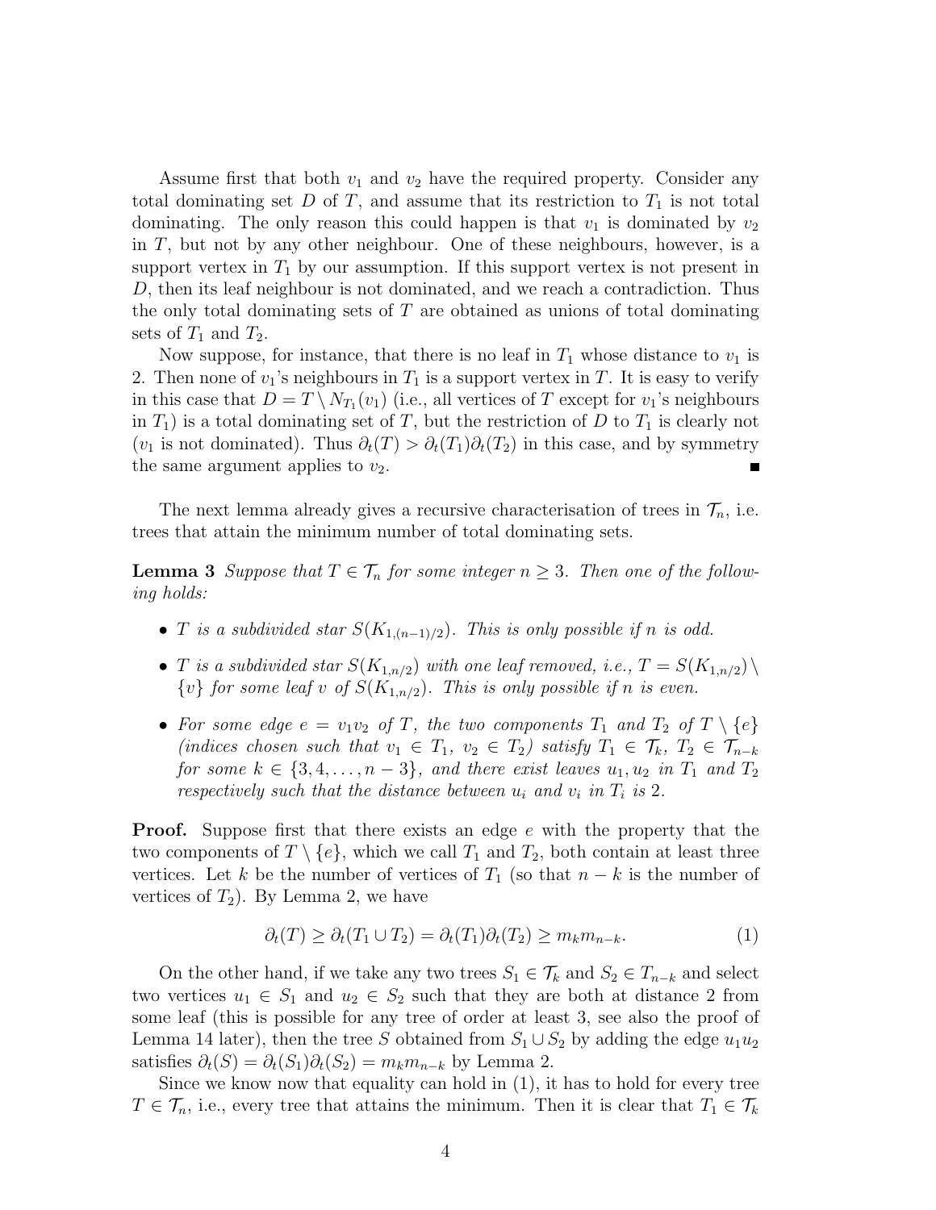Assume first that both $v_1$ and $v_2$ have the required property. Consider any total dominating set $D$ of $T$, and assume that its restriction to $T_1$ is not total dominating. The only reason this could happen is that $v_1$ is dominated by $v_2$ in $T$, but not by any other neighbour. One of these neighbours, however, is a support vertex in $T_1$ by our assumption. If this support vertex is not present in $D$, then its leaf neighbour is not dominated, and we reach a contradiction. Thus the only total dominating sets of $T$ are obtained as unions of total dominating sets of $T_1$ and $T_2$.

Now suppose, for instance, that there is no leaf in $T_1$ whose distance to $v_1$ is 2. Then none of $v_1$'s neighbours in $T_1$ is a support vertex in $T$. It is easy to verify in this case that $D = T \setminus N_{T_1}(v_1)$ (i.e., all vertices of $T$ except for $v_1$'s neighbours in $T_1$) is a total dominating set of $T$, but the restriction of $D$ to $T_1$ is clearly not ($v_1$ is not dominated). Thus $\partial_t(T) > \partial_t(T_1)\partial_t(T_2)$ in this case, and by symmetry the same argument applies to $v_2$. ∎

The next lemma already gives a recursive characterisation of trees in $\mathcal{T}_n$, i.e. trees that attain the minimum number of total dominating sets.

**Lemma 3** *Suppose that $T \in \mathcal{T}_n$ for some integer $n \geq 3$. Then one of the following holds:*

- *$T$ is a subdivided star $S(K_{1,(n-1)/2})$. This is only possible if $n$ is odd.*
- *$T$ is a subdivided star $S(K_{1,n/2})$ with one leaf removed, i.e., $T = S(K_{1,n/2}) \setminus \{v\}$ for some leaf $v$ of $S(K_{1,n/2})$. This is only possible if $n$ is even.*
- *For some edge $e = v_1v_2$ of $T$, the two components $T_1$ and $T_2$ of $T \setminus \{e\}$ (indices chosen such that $v_1 \in T_1$, $v_2 \in T_2$) satisfy $T_1 \in \mathcal{T}_k$, $T_2 \in \mathcal{T}_{n-k}$ for some $k \in \{3, 4, \ldots, n-3\}$, and there exist leaves $u_1, u_2$ in $T_1$ and $T_2$ respectively such that the distance between $u_i$ and $v_i$ in $T_i$ is 2.*

**Proof.** Suppose first that there exists an edge $e$ with the property that the two components of $T \setminus \{e\}$, which we call $T_1$ and $T_2$, both contain at least three vertices. Let $k$ be the number of vertices of $T_1$ (so that $n - k$ is the number of vertices of $T_2$). By Lemma 2, we have

$$\partial_t(T) \geq \partial_t(T_1 \cup T_2) = \partial_t(T_1)\partial_t(T_2) \geq m_k m_{n-k}. \tag{1}$$

On the other hand, if we take any two trees $S_1 \in \mathcal{T}_k$ and $S_2 \in T_{n-k}$ and select two vertices $u_1 \in S_1$ and $u_2 \in S_2$ such that they are both at distance 2 from some leaf (this is possible for any tree of order at least 3, see also the proof of Lemma 14 later), then the tree $S$ obtained from $S_1 \cup S_2$ by adding the edge $u_1u_2$ satisfies $\partial_t(S) = \partial_t(S_1)\partial_t(S_2) = m_k m_{n-k}$ by Lemma 2.

Since we know now that equality can hold in (1), it has to hold for every tree $T \in \mathcal{T}_n$, i.e., every tree that attains the minimum. Then it is clear that $T_1 \in \mathcal{T}_k$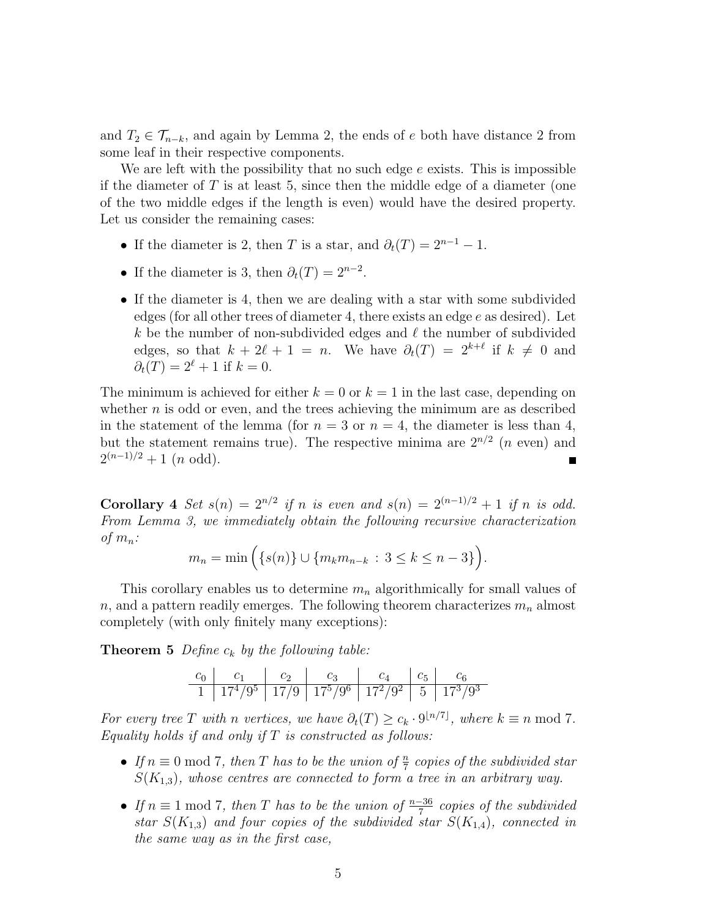and $T_2 \in \mathcal{T}_{n-k}$, and again by Lemma 2, the ends of $e$ both have distance 2 from some leaf in their respective components.

We are left with the possibility that no such edge $e$ exists. This is impossible if the diameter of $T$ is at least 5, since then the middle edge of a diameter (one of the two middle edges if the length is even) would have the desired property. Let us consider the remaining cases:

- If the diameter is 2, then $T$ is a star, and $\partial_t(T) = 2^{n-1} - 1$.
- If the diameter is 3, then $\partial_t(T) = 2^{n-2}$.
- If the diameter is 4, then we are dealing with a star with some subdivided edges (for all other trees of diameter 4, there exists an edge $e$ as desired). Let $k$ be the number of non-subdivided edges and $\ell$ the number of subdivided edges, so that $k + 2\ell + 1 = n$. We have $\partial_t(T) = 2^{k+\ell}$ if $k \neq 0$ and $\partial_t(T) = 2^{\ell} + 1$ if $k = 0$.

The minimum is achieved for either $k = 0$ or $k = 1$ in the last case, depending on whether $n$ is odd or even, and the trees achieving the minimum are as described in the statement of the lemma (for $n = 3$ or $n = 4$, the diameter is less than 4, but the statement remains true). The respective minima are $2^{n/2}$ ($n$ even) and $2^{(n-1)/2} + 1$ ($n$ odd). ∎

**Corollary 4** *Set $s(n) = 2^{n/2}$ if $n$ is even and $s(n) = 2^{(n-1)/2} + 1$ if $n$ is odd. From Lemma 3, we immediately obtain the following recursive characterization of $m_n$:*

$$m_n = \min\Big(\{s(n)\} \cup \{m_k m_{n-k} \,:\, 3 \leq k \leq n-3\}\Big).$$

This corollary enables us to determine $m_n$ algorithmically for small values of $n$, and a pattern readily emerges. The following theorem characterizes $m_n$ almost completely (with only finitely many exceptions):

**Theorem 5** *Define $c_k$ by the following table:*

| $c_0$ | $c_1$ | $c_2$ | $c_3$ | $c_4$ | $c_5$ | $c_6$ |
|---|---|---|---|---|---|---|
| 1 | $17^4/9^5$ | $17/9$ | $17^5/9^6$ | $17^2/9^2$ | 5 | $17^3/9^3$ |

*For every tree $T$ with $n$ vertices, we have $\partial_t(T) \geq c_k \cdot 9^{\lfloor n/7 \rfloor}$, where $k \equiv n \bmod 7$. Equality holds if and only if $T$ is constructed as follows:*

- *If $n \equiv 0 \bmod 7$, then $T$ has to be the union of $\frac{n}{7}$ copies of the subdivided star $S(K_{1,3})$, whose centres are connected to form a tree in an arbitrary way.*
- *If $n \equiv 1 \bmod 7$, then $T$ has to be the union of $\frac{n-36}{7}$ copies of the subdivided star $S(K_{1,3})$ and four copies of the subdivided star $S(K_{1,4})$, connected in the same way as in the first case,*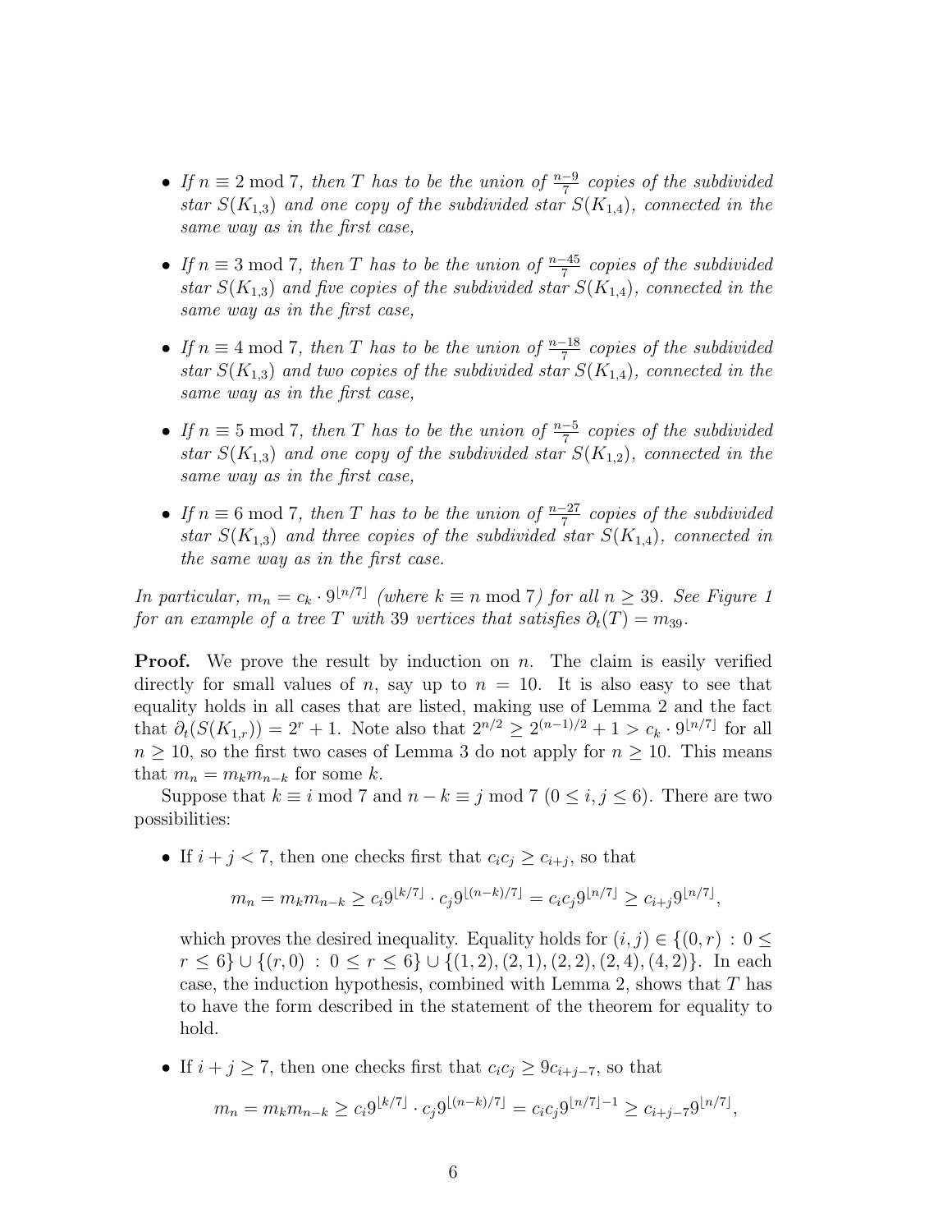- *If $n \equiv 2 \bmod 7$, then $T$ has to be the union of $\frac{n-9}{7}$ copies of the subdivided star $S(K_{1,3})$ and one copy of the subdivided star $S(K_{1,4})$, connected in the same way as in the first case,*

- *If $n \equiv 3 \bmod 7$, then $T$ has to be the union of $\frac{n-45}{7}$ copies of the subdivided star $S(K_{1,3})$ and five copies of the subdivided star $S(K_{1,4})$, connected in the same way as in the first case,*

- *If $n \equiv 4 \bmod 7$, then $T$ has to be the union of $\frac{n-18}{7}$ copies of the subdivided star $S(K_{1,3})$ and two copies of the subdivided star $S(K_{1,4})$, connected in the same way as in the first case,*

- *If $n \equiv 5 \bmod 7$, then $T$ has to be the union of $\frac{n-5}{7}$ copies of the subdivided star $S(K_{1,3})$ and one copy of the subdivided star $S(K_{1,2})$, connected in the same way as in the first case,*

- *If $n \equiv 6 \bmod 7$, then $T$ has to be the union of $\frac{n-27}{7}$ copies of the subdivided star $S(K_{1,3})$ and three copies of the subdivided star $S(K_{1,4})$, connected in the same way as in the first case.*

*In particular, $m_n = c_k \cdot 9^{\lfloor n/7 \rfloor}$ (where $k \equiv n \bmod 7$) for all $n \geq 39$. See Figure 1 for an example of a tree $T$ with 39 vertices that satisfies $\partial_t(T) = m_{39}$.*

**Proof.** We prove the result by induction on $n$. The claim is easily verified directly for small values of $n$, say up to $n = 10$. It is also easy to see that equality holds in all cases that are listed, making use of Lemma 2 and the fact that $\partial_t(S(K_{1,r})) = 2^r + 1$. Note also that $2^{n/2} \geq 2^{(n-1)/2} + 1 > c_k \cdot 9^{\lfloor n/7 \rfloor}$ for all $n \geq 10$, so the first two cases of Lemma 3 do not apply for $n \geq 10$. This means that $m_n = m_k m_{n-k}$ for some $k$.

Suppose that $k \equiv i \bmod 7$ and $n - k \equiv j \bmod 7$ ($0 \leq i, j \leq 6$). There are two possibilities:

- If $i + j < 7$, then one checks first that $c_i c_j \geq c_{i+j}$, so that

$$m_n = m_k m_{n-k} \geq c_i 9^{\lfloor k/7 \rfloor} \cdot c_j 9^{\lfloor (n-k)/7 \rfloor} = c_i c_j 9^{\lfloor n/7 \rfloor} \geq c_{i+j} 9^{\lfloor n/7 \rfloor},$$

  which proves the desired inequality. Equality holds for $(i, j) \in \{(0, r) : 0 \leq r \leq 6\} \cup \{(r, 0) : 0 \leq r \leq 6\} \cup \{(1, 2), (2, 1), (2, 2), (2, 4), (4, 2)\}$. In each case, the induction hypothesis, combined with Lemma 2, shows that $T$ has to have the form described in the statement of the theorem for equality to hold.

- If $i + j \geq 7$, then one checks first that $c_i c_j \geq 9 c_{i+j-7}$, so that

$$m_n = m_k m_{n-k} \geq c_i 9^{\lfloor k/7 \rfloor} \cdot c_j 9^{\lfloor (n-k)/7 \rfloor} = c_i c_j 9^{\lfloor n/7 \rfloor - 1} \geq c_{i+j-7} 9^{\lfloor n/7 \rfloor},$$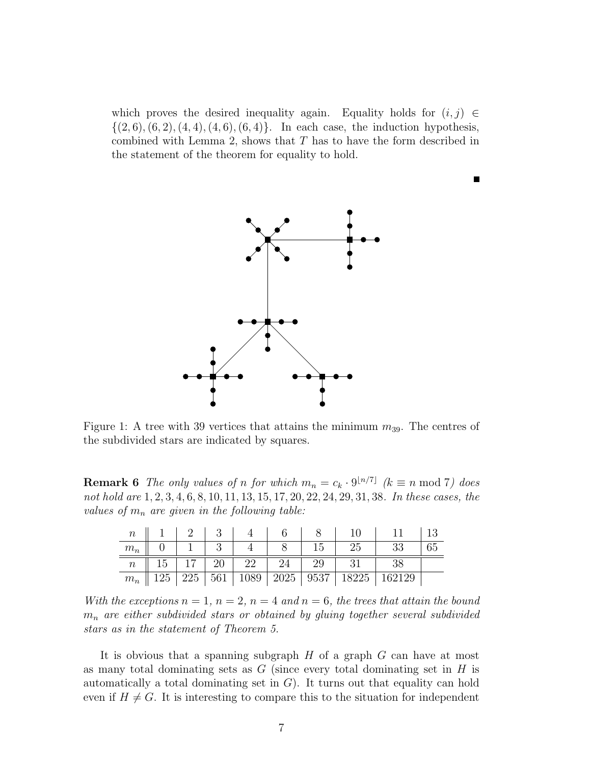which proves the desired inequality again. Equality holds for $(i,j) \in \{(2,6),(6,2),(4,4),(4,6),(6,4)\}$. In each case, the induction hypothesis, combined with Lemma 2, shows that $T$ has to have the form described in the statement of the theorem for equality to hold.

■

Figure 1: A tree with 39 vertices that attains the minimum $m_{39}$. The centres of the subdivided stars are indicated by squares.

**Remark 6** *The only values of $n$ for which $m_n = c_k \cdot 9^{\lfloor n/7 \rfloor}$ ($k \equiv n \bmod 7$) does not hold are $1,2,3,4,6,8,10,11,13,15,17,20,22,24,29,31,38$. In these cases, the values of $m_n$ are given in the following table:*

| $n$ | 1 | 2 | 3 | 4 | 6 | 8 | 10 | 11 | 13 |
|---|---|---|---|---|---|---|---|---|---|
| $m_n$ | 0 | 1 | 3 | 4 | 8 | 15 | 25 | 33 | 65 |
| $n$ | 15 | 17 | 20 | 22 | 24 | 29 | 31 | 38 | |
| $m_n$ | 125 | 225 | 561 | 1089 | 2025 | 9537 | 18225 | 162129 | |

*With the exceptions $n = 1$, $n = 2$, $n = 4$ and $n = 6$, the trees that attain the bound $m_n$ are either subdivided stars or obtained by gluing together several subdivided stars as in the statement of Theorem 5.*

It is obvious that a spanning subgraph $H$ of a graph $G$ can have at most as many total dominating sets as $G$ (since every total dominating set in $H$ is automatically a total dominating set in $G$). It turns out that equality can hold even if $H \neq G$. It is interesting to compare this to the situation for independent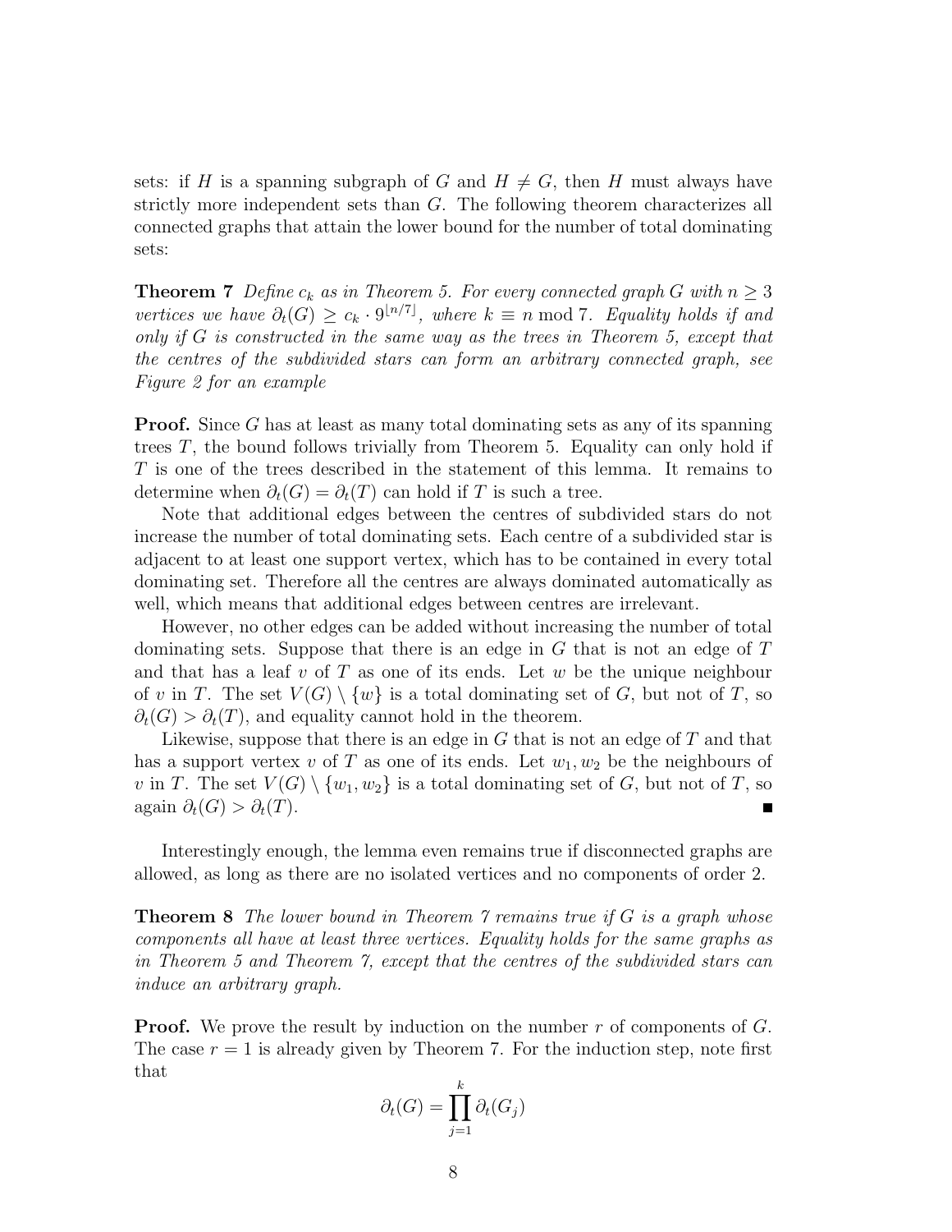sets: if $H$ is a spanning subgraph of $G$ and $H \neq G$, then $H$ must always have strictly more independent sets than $G$. The following theorem characterizes all connected graphs that attain the lower bound for the number of total dominating sets:

**Theorem 7** *Define $c_k$ as in Theorem 5. For every connected graph $G$ with $n \geq 3$ vertices we have $\partial_t(G) \geq c_k \cdot 9^{\lfloor n/7 \rfloor}$, where $k \equiv n \bmod 7$. Equality holds if and only if $G$ is constructed in the same way as the trees in Theorem 5, except that the centres of the subdivided stars can form an arbitrary connected graph, see Figure 2 for an example*

**Proof.** Since $G$ has at least as many total dominating sets as any of its spanning trees $T$, the bound follows trivially from Theorem 5. Equality can only hold if $T$ is one of the trees described in the statement of this lemma. It remains to determine when $\partial_t(G) = \partial_t(T)$ can hold if $T$ is such a tree.

Note that additional edges between the centres of subdivided stars do not increase the number of total dominating sets. Each centre of a subdivided star is adjacent to at least one support vertex, which has to be contained in every total dominating set. Therefore all the centres are always dominated automatically as well, which means that additional edges between centres are irrelevant.

However, no other edges can be added without increasing the number of total dominating sets. Suppose that there is an edge in $G$ that is not an edge of $T$ and that has a leaf $v$ of $T$ as one of its ends. Let $w$ be the unique neighbour of $v$ in $T$. The set $V(G) \setminus \{w\}$ is a total dominating set of $G$, but not of $T$, so $\partial_t(G) > \partial_t(T)$, and equality cannot hold in the theorem.

Likewise, suppose that there is an edge in $G$ that is not an edge of $T$ and that has a support vertex $v$ of $T$ as one of its ends. Let $w_1, w_2$ be the neighbours of $v$ in $T$. The set $V(G) \setminus \{w_1, w_2\}$ is a total dominating set of $G$, but not of $T$, so again $\partial_t(G) > \partial_t(T)$. ∎

Interestingly enough, the lemma even remains true if disconnected graphs are allowed, as long as there are no isolated vertices and no components of order 2.

**Theorem 8** *The lower bound in Theorem 7 remains true if $G$ is a graph whose components all have at least three vertices. Equality holds for the same graphs as in Theorem 5 and Theorem 7, except that the centres of the subdivided stars can induce an arbitrary graph.*

**Proof.** We prove the result by induction on the number $r$ of components of $G$. The case $r = 1$ is already given by Theorem 7. For the induction step, note first that

$$\partial_t(G) = \prod_{j=1}^{k} \partial_t(G_j)$$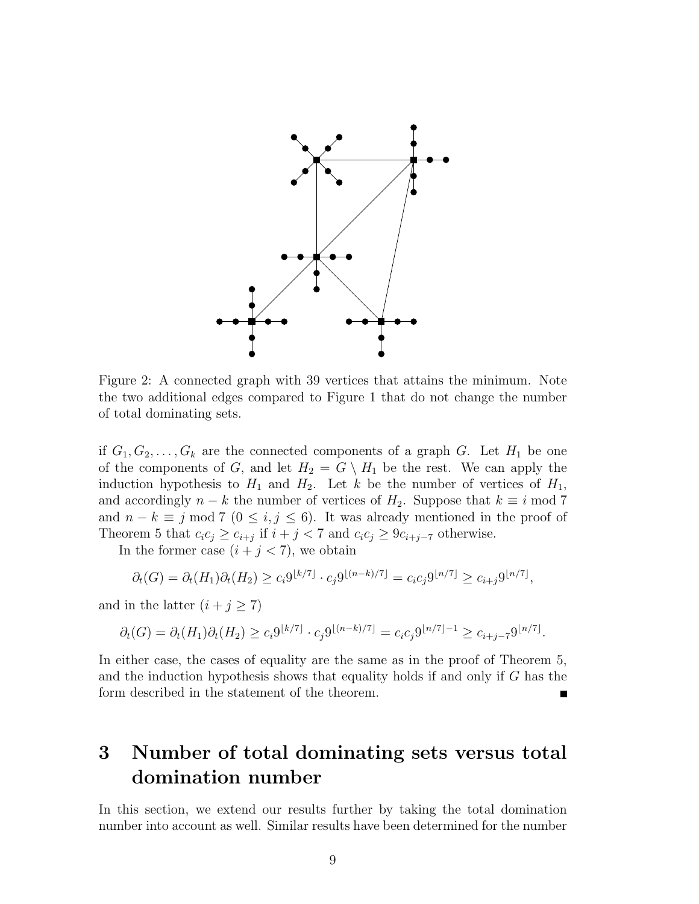Figure 2: A connected graph with 39 vertices that attains the minimum. Note the two additional edges compared to Figure 1 that do not change the number of total dominating sets.

if $G_1, G_2, \ldots, G_k$ are the connected components of a graph $G$. Let $H_1$ be one of the components of $G$, and let $H_2 = G \setminus H_1$ be the rest. We can apply the induction hypothesis to $H_1$ and $H_2$. Let $k$ be the number of vertices of $H_1$, and accordingly $n - k$ the number of vertices of $H_2$. Suppose that $k \equiv i \bmod 7$ and $n - k \equiv j \bmod 7$ ($0 \leq i, j \leq 6$). It was already mentioned in the proof of Theorem 5 that $c_i c_j \geq c_{i+j}$ if $i + j < 7$ and $c_i c_j \geq 9 c_{i+j-7}$ otherwise.

In the former case ($i + j < 7$), we obtain

$$\partial_t(G) = \partial_t(H_1)\partial_t(H_2) \geq c_i 9^{\lfloor k/7 \rfloor} \cdot c_j 9^{\lfloor (n-k)/7 \rfloor} = c_i c_j 9^{\lfloor n/7 \rfloor} \geq c_{i+j} 9^{\lfloor n/7 \rfloor},$$

and in the latter ($i + j \geq 7$)

$$\partial_t(G) = \partial_t(H_1)\partial_t(H_2) \geq c_i 9^{\lfloor k/7 \rfloor} \cdot c_j 9^{\lfloor (n-k)/7 \rfloor} = c_i c_j 9^{\lfloor n/7 \rfloor - 1} \geq c_{i+j-7} 9^{\lfloor n/7 \rfloor}.$$

In either case, the cases of equality are the same as in the proof of Theorem 5, and the induction hypothesis shows that equality holds if and only if $G$ has the form described in the statement of the theorem. ∎

# 3 Number of total dominating sets versus total domination number

In this section, we extend our results further by taking the total domination number into account as well. Similar results have been determined for the number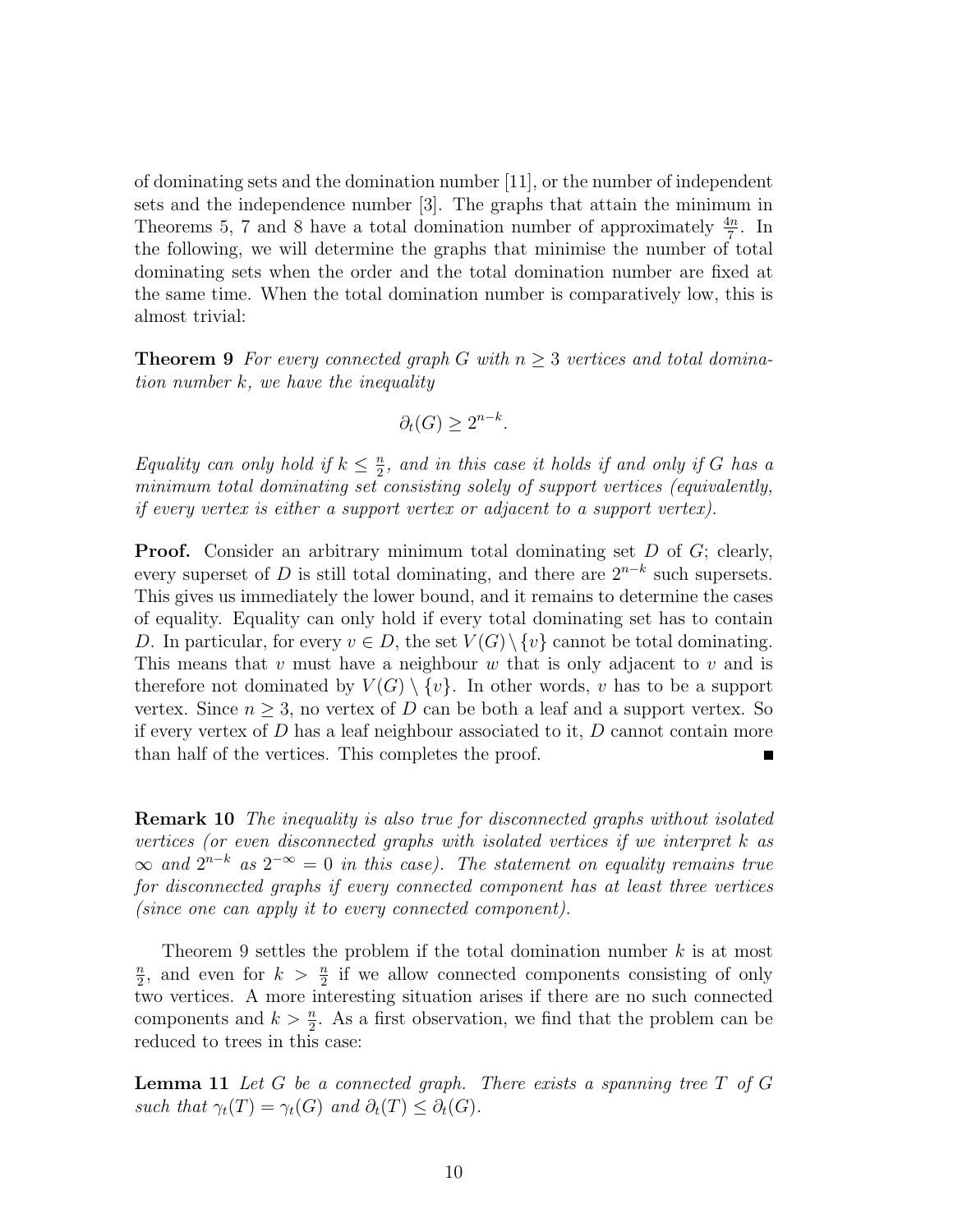of dominating sets and the domination number [11], or the number of independent sets and the independence number [3]. The graphs that attain the minimum in Theorems 5, 7 and 8 have a total domination number of approximately $\frac{4n}{7}$. In the following, we will determine the graphs that minimise the number of total dominating sets when the order and the total domination number are fixed at the same time. When the total domination number is comparatively low, this is almost trivial:

**Theorem 9** *For every connected graph $G$ with $n \geq 3$ vertices and total domination number $k$, we have the inequality*

$$\partial_t(G) \geq 2^{n-k}.$$

*Equality can only hold if $k \leq \frac{n}{2}$, and in this case it holds if and only if $G$ has a minimum total dominating set consisting solely of support vertices (equivalently, if every vertex is either a support vertex or adjacent to a support vertex).*

**Proof.** Consider an arbitrary minimum total dominating set $D$ of $G$; clearly, every superset of $D$ is still total dominating, and there are $2^{n-k}$ such supersets. This gives us immediately the lower bound, and it remains to determine the cases of equality. Equality can only hold if every total dominating set has to contain $D$. In particular, for every $v \in D$, the set $V(G) \setminus \{v\}$ cannot be total dominating. This means that $v$ must have a neighbour $w$ that is only adjacent to $v$ and is therefore not dominated by $V(G) \setminus \{v\}$. In other words, $v$ has to be a support vertex. Since $n \geq 3$, no vertex of $D$ can be both a leaf and a support vertex. So if every vertex of $D$ has a leaf neighbour associated to it, $D$ cannot contain more than half of the vertices. This completes the proof. ∎

**Remark 10** *The inequality is also true for disconnected graphs without isolated vertices (or even disconnected graphs with isolated vertices if we interpret $k$ as $\infty$ and $2^{n-k}$ as $2^{-\infty} = 0$ in this case). The statement on equality remains true for disconnected graphs if every connected component has at least three vertices (since one can apply it to every connected component).*

Theorem 9 settles the problem if the total domination number $k$ is at most $\frac{n}{2}$, and even for $k > \frac{n}{2}$ if we allow connected components consisting of only two vertices. A more interesting situation arises if there are no such connected components and $k > \frac{n}{2}$. As a first observation, we find that the problem can be reduced to trees in this case:

**Lemma 11** *Let $G$ be a connected graph. There exists a spanning tree $T$ of $G$ such that $\gamma_t(T) = \gamma_t(G)$ and $\partial_t(T) \leq \partial_t(G)$.*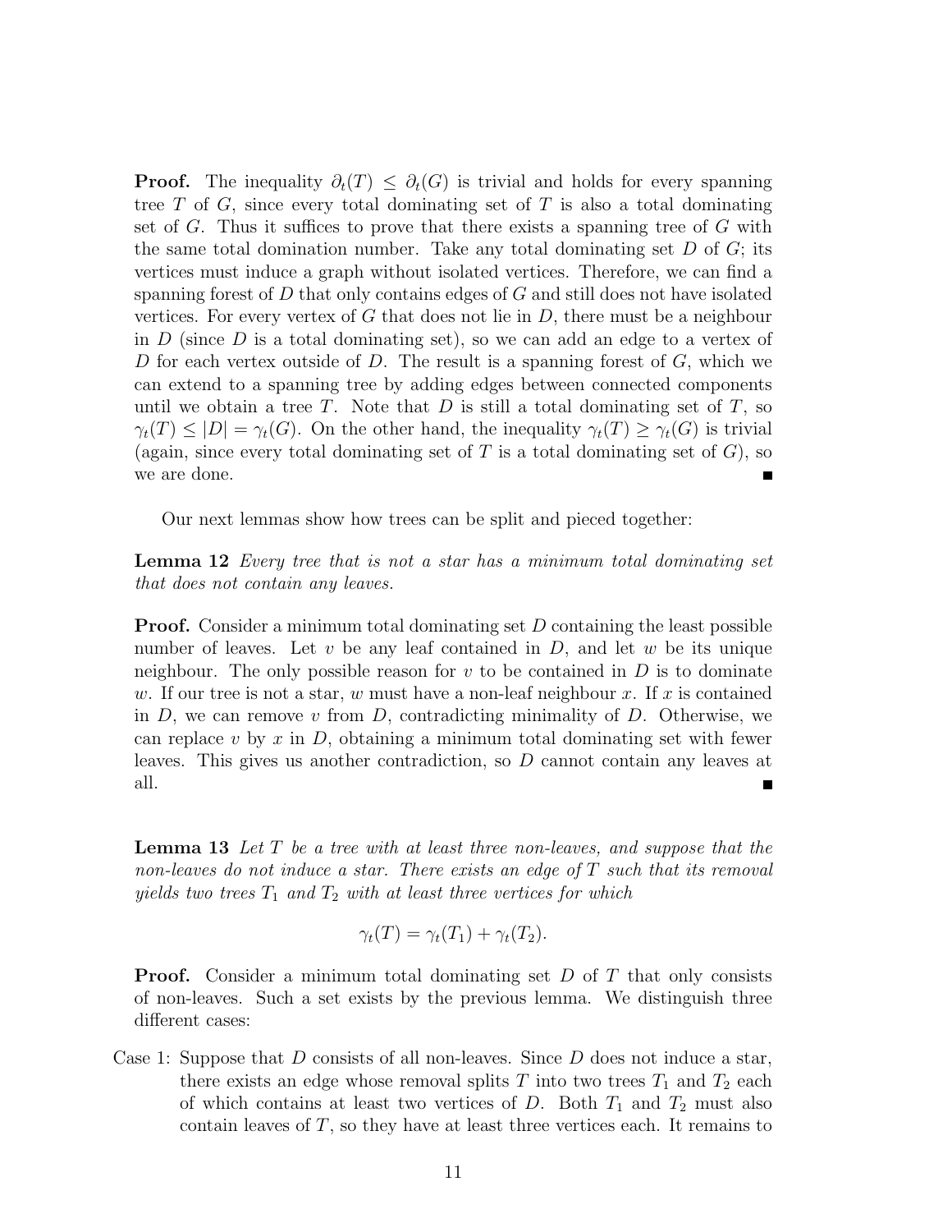**Proof.** The inequality $\partial_t(T) \leq \partial_t(G)$ is trivial and holds for every spanning tree $T$ of $G$, since every total dominating set of $T$ is also a total dominating set of $G$. Thus it suffices to prove that there exists a spanning tree of $G$ with the same total domination number. Take any total dominating set $D$ of $G$; its vertices must induce a graph without isolated vertices. Therefore, we can find a spanning forest of $D$ that only contains edges of $G$ and still does not have isolated vertices. For every vertex of $G$ that does not lie in $D$, there must be a neighbour in $D$ (since $D$ is a total dominating set), so we can add an edge to a vertex of $D$ for each vertex outside of $D$. The result is a spanning forest of $G$, which we can extend to a spanning tree by adding edges between connected components until we obtain a tree $T$. Note that $D$ is still a total dominating set of $T$, so $\gamma_t(T) \leq |D| = \gamma_t(G)$. On the other hand, the inequality $\gamma_t(T) \geq \gamma_t(G)$ is trivial (again, since every total dominating set of $T$ is a total dominating set of $G$), so we are done. ∎

Our next lemmas show how trees can be split and pieced together:

**Lemma 12** *Every tree that is not a star has a minimum total dominating set that does not contain any leaves.*

**Proof.** Consider a minimum total dominating set $D$ containing the least possible number of leaves. Let $v$ be any leaf contained in $D$, and let $w$ be its unique neighbour. The only possible reason for $v$ to be contained in $D$ is to dominate $w$. If our tree is not a star, $w$ must have a non-leaf neighbour $x$. If $x$ is contained in $D$, we can remove $v$ from $D$, contradicting minimality of $D$. Otherwise, we can replace $v$ by $x$ in $D$, obtaining a minimum total dominating set with fewer leaves. This gives us another contradiction, so $D$ cannot contain any leaves at all. ∎

**Lemma 13** *Let $T$ be a tree with at least three non-leaves, and suppose that the non-leaves do not induce a star. There exists an edge of $T$ such that its removal yields two trees $T_1$ and $T_2$ with at least three vertices for which*

$$\gamma_t(T) = \gamma_t(T_1) + \gamma_t(T_2).$$

**Proof.** Consider a minimum total dominating set $D$ of $T$ that only consists of non-leaves. Such a set exists by the previous lemma. We distinguish three different cases:

Case 1: Suppose that $D$ consists of all non-leaves. Since $D$ does not induce a star, there exists an edge whose removal splits $T$ into two trees $T_1$ and $T_2$ each of which contains at least two vertices of $D$. Both $T_1$ and $T_2$ must also contain leaves of $T$, so they have at least three vertices each. It remains to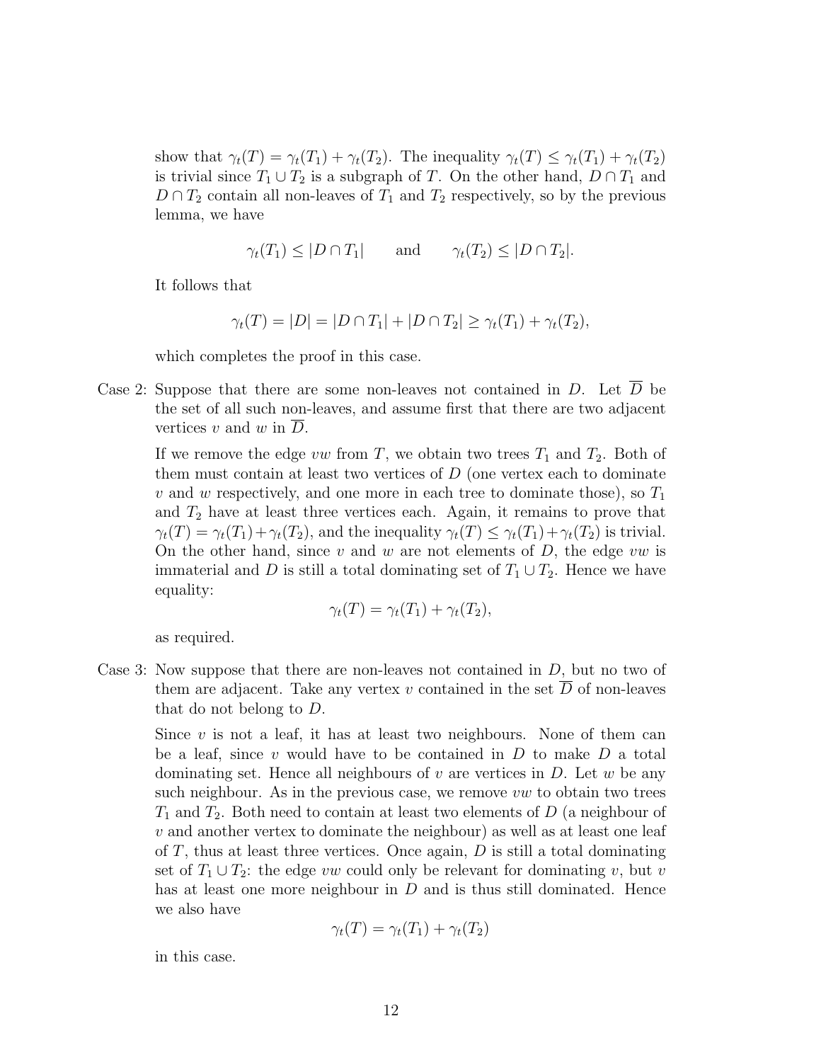show that $\gamma_t(T) = \gamma_t(T_1) + \gamma_t(T_2)$. The inequality $\gamma_t(T) \leq \gamma_t(T_1) + \gamma_t(T_2)$ is trivial since $T_1 \cup T_2$ is a subgraph of $T$. On the other hand, $D \cap T_1$ and $D \cap T_2$ contain all non-leaves of $T_1$ and $T_2$ respectively, so by the previous lemma, we have

$$\gamma_t(T_1) \leq |D \cap T_1| \qquad \text{and} \qquad \gamma_t(T_2) \leq |D \cap T_2|.$$

It follows that

$$\gamma_t(T) = |D| = |D \cap T_1| + |D \cap T_2| \geq \gamma_t(T_1) + \gamma_t(T_2),$$

which completes the proof in this case.

Case 2: Suppose that there are some non-leaves not contained in $D$. Let $\overline{D}$ be the set of all such non-leaves, and assume first that there are two adjacent vertices $v$ and $w$ in $\overline{D}$.

If we remove the edge $vw$ from $T$, we obtain two trees $T_1$ and $T_2$. Both of them must contain at least two vertices of $D$ (one vertex each to dominate $v$ and $w$ respectively, and one more in each tree to dominate those), so $T_1$ and $T_2$ have at least three vertices each. Again, it remains to prove that $\gamma_t(T) = \gamma_t(T_1) + \gamma_t(T_2)$, and the inequality $\gamma_t(T) \leq \gamma_t(T_1) + \gamma_t(T_2)$ is trivial. On the other hand, since $v$ and $w$ are not elements of $D$, the edge $vw$ is immaterial and $D$ is still a total dominating set of $T_1 \cup T_2$. Hence we have equality:

$$\gamma_t(T) = \gamma_t(T_1) + \gamma_t(T_2),$$

as required.

Case 3: Now suppose that there are non-leaves not contained in $D$, but no two of them are adjacent. Take any vertex $v$ contained in the set $\overline{D}$ of non-leaves that do not belong to $D$.

Since $v$ is not a leaf, it has at least two neighbours. None of them can be a leaf, since $v$ would have to be contained in $D$ to make $D$ a total dominating set. Hence all neighbours of $v$ are vertices in $D$. Let $w$ be any such neighbour. As in the previous case, we remove $vw$ to obtain two trees $T_1$ and $T_2$. Both need to contain at least two elements of $D$ (a neighbour of $v$ and another vertex to dominate the neighbour) as well as at least one leaf of $T$, thus at least three vertices. Once again, $D$ is still a total dominating set of $T_1 \cup T_2$: the edge $vw$ could only be relevant for dominating $v$, but $v$ has at least one more neighbour in $D$ and is thus still dominated. Hence we also have

$$\gamma_t(T) = \gamma_t(T_1) + \gamma_t(T_2)$$

in this case.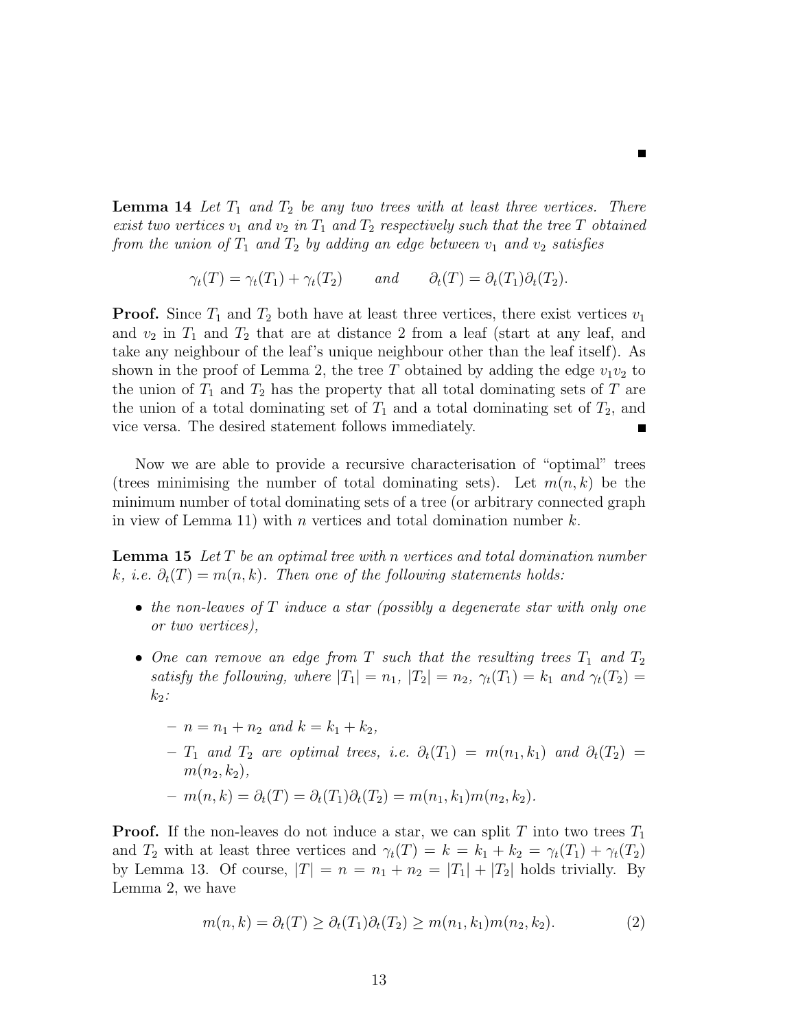■

**Lemma 14** *Let $T_1$ and $T_2$ be any two trees with at least three vertices. There exist two vertices $v_1$ and $v_2$ in $T_1$ and $T_2$ respectively such that the tree $T$ obtained from the union of $T_1$ and $T_2$ by adding an edge between $v_1$ and $v_2$ satisfies*

$$\gamma_t(T) = \gamma_t(T_1) + \gamma_t(T_2) \qquad \text{and} \qquad \partial_t(T) = \partial_t(T_1)\partial_t(T_2).$$

**Proof.** Since $T_1$ and $T_2$ both have at least three vertices, there exist vertices $v_1$ and $v_2$ in $T_1$ and $T_2$ that are at distance 2 from a leaf (start at any leaf, and take any neighbour of the leaf's unique neighbour other than the leaf itself). As shown in the proof of Lemma 2, the tree $T$ obtained by adding the edge $v_1v_2$ to the union of $T_1$ and $T_2$ has the property that all total dominating sets of $T$ are the union of a total dominating set of $T_1$ and a total dominating set of $T_2$, and vice versa. The desired statement follows immediately. ■

Now we are able to provide a recursive characterisation of "optimal" trees (trees minimising the number of total dominating sets). Let $m(n, k)$ be the minimum number of total dominating sets of a tree (or arbitrary connected graph in view of Lemma 11) with $n$ vertices and total domination number $k$.

**Lemma 15** *Let $T$ be an optimal tree with $n$ vertices and total domination number $k$, i.e. $\partial_t(T) = m(n, k)$. Then one of the following statements holds:*

- *the non-leaves of $T$ induce a star (possibly a degenerate star with only one or two vertices),*
- *One can remove an edge from $T$ such that the resulting trees $T_1$ and $T_2$ satisfy the following, where $|T_1| = n_1$, $|T_2| = n_2$, $\gamma_t(T_1) = k_1$ and $\gamma_t(T_2) = k_2$:*
  - *$n = n_1 + n_2$ and $k = k_1 + k_2$,*
  - *$T_1$ and $T_2$ are optimal trees, i.e. $\partial_t(T_1) = m(n_1, k_1)$ and $\partial_t(T_2) = m(n_2, k_2)$,*
  - *$m(n, k) = \partial_t(T) = \partial_t(T_1)\partial_t(T_2) = m(n_1, k_1)m(n_2, k_2)$.*

**Proof.** If the non-leaves do not induce a star, we can split $T$ into two trees $T_1$ and $T_2$ with at least three vertices and $\gamma_t(T) = k = k_1 + k_2 = \gamma_t(T_1) + \gamma_t(T_2)$ by Lemma 13. Of course, $|T| = n = n_1 + n_2 = |T_1| + |T_2|$ holds trivially. By Lemma 2, we have

$$m(n, k) = \partial_t(T) \geq \partial_t(T_1)\partial_t(T_2) \geq m(n_1, k_1)m(n_2, k_2). \tag{2}$$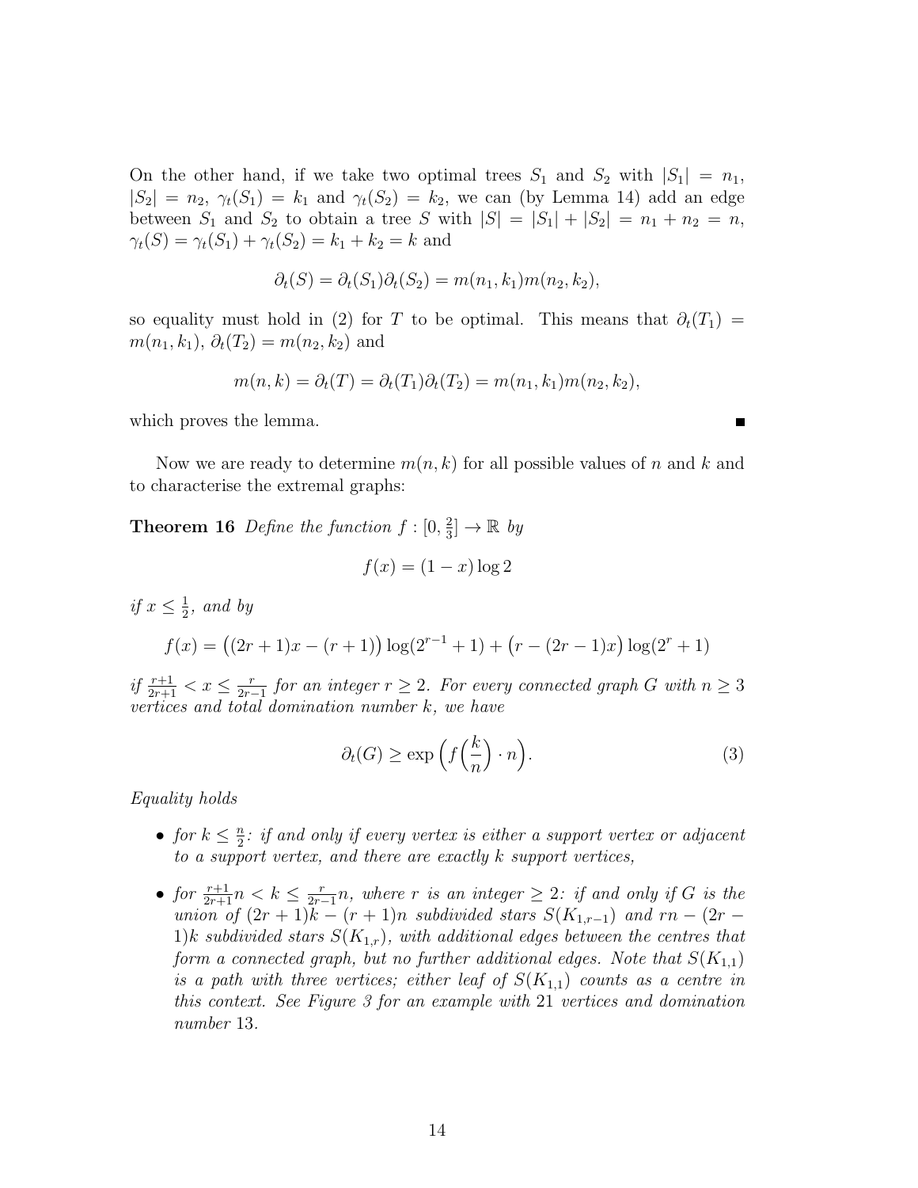On the other hand, if we take two optimal trees $S_1$ and $S_2$ with $|S_1| = n_1$, $|S_2| = n_2$, $\gamma_t(S_1) = k_1$ and $\gamma_t(S_2) = k_2$, we can (by Lemma 14) add an edge between $S_1$ and $S_2$ to obtain a tree $S$ with $|S| = |S_1| + |S_2| = n_1 + n_2 = n$, $\gamma_t(S) = \gamma_t(S_1) + \gamma_t(S_2) = k_1 + k_2 = k$ and

$$\partial_t(S) = \partial_t(S_1)\partial_t(S_2) = m(n_1, k_1)m(n_2, k_2),$$

so equality must hold in (2) for $T$ to be optimal. This means that $\partial_t(T_1) = m(n_1, k_1)$, $\partial_t(T_2) = m(n_2, k_2)$ and

$$m(n, k) = \partial_t(T) = \partial_t(T_1)\partial_t(T_2) = m(n_1, k_1)m(n_2, k_2),$$

which proves the lemma. ∎

Now we are ready to determine $m(n, k)$ for all possible values of $n$ and $k$ and to characterise the extremal graphs:

**Theorem 16** *Define the function* $f : [0, \frac{2}{3}] \to \mathbb{R}$ *by*

$$f(x) = (1 - x)\log 2$$

*if* $x \leq \frac{1}{2}$*, and by*

$$f(x) = \big((2r + 1)x - (r + 1)\big)\log(2^{r-1} + 1) + \big(r - (2r - 1)x\big)\log(2^r + 1)$$

*if* $\frac{r+1}{2r+1} < x \leq \frac{r}{2r-1}$ *for an integer* $r \geq 2$*. For every connected graph* $G$ *with* $n \geq 3$ *vertices and total domination number* $k$*, we have*

$$\partial_t(G) \geq \exp\Big(f\Big(\frac{k}{n}\Big) \cdot n\Big). \tag{3}$$

*Equality holds*

- *for* $k \leq \frac{n}{2}$*: if and only if every vertex is either a support vertex or adjacent to a support vertex, and there are exactly* $k$ *support vertices,*
- *for* $\frac{r+1}{2r+1}n < k \leq \frac{r}{2r-1}n$*, where* $r$ *is an integer* $\geq 2$*: if and only if* $G$ *is the union of* $(2r + 1)k - (r + 1)n$ *subdivided stars* $S(K_{1,r-1})$ *and* $rn - (2r - 1)k$ *subdivided stars* $S(K_{1,r})$*, with additional edges between the centres that form a connected graph, but no further additional edges. Note that* $S(K_{1,1})$ *is a path with three vertices; either leaf of* $S(K_{1,1})$ *counts as a centre in this context. See Figure 3 for an example with* 21 *vertices and domination number* 13*.*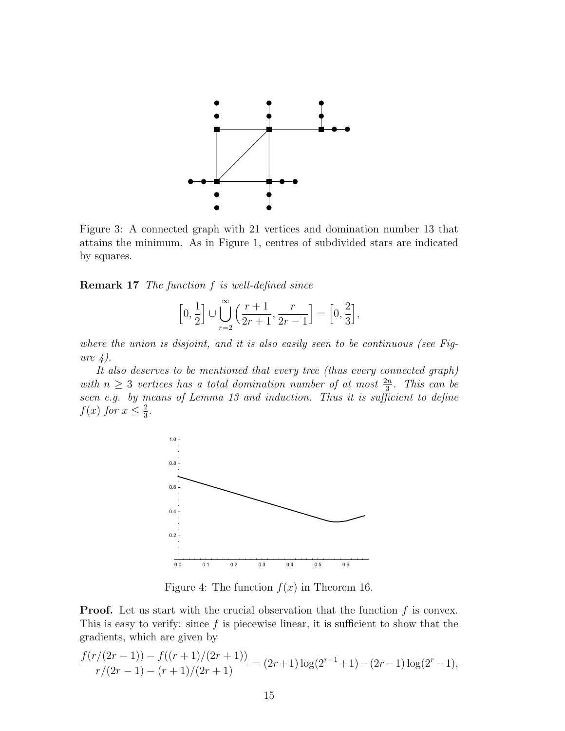Figure 3: A connected graph with 21 vertices and domination number 13 that attains the minimum. As in Figure 1, centres of subdivided stars are indicated by squares.

**Remark 17** *The function $f$ is well-defined since*

$$\Big[0, \frac{1}{2}\Big] \cup \bigcup_{r=2}^{\infty} \Big(\frac{r+1}{2r+1}, \frac{r}{2r-1}\Big] = \Big[0, \frac{2}{3}\Big],$$

*where the union is disjoint, and it is also easily seen to be continuous (see Figure 4).*

*It also deserves to be mentioned that every tree (thus every connected graph) with $n \geq 3$ vertices has a total domination number of at most $\frac{2n}{3}$. This can be seen e.g. by means of Lemma 13 and induction. Thus it is sufficient to define $f(x)$ for $x \leq \frac{2}{3}$.*

Figure 4: The function $f(x)$ in Theorem 16.

**Proof.** Let us start with the crucial observation that the function $f$ is convex. This is easy to verify: since $f$ is piecewise linear, it is sufficient to show that the gradients, which are given by

$$\frac{f(r/(2r-1)) - f((r+1)/(2r+1))}{r/(2r-1) - (r+1)/(2r+1)} = (2r+1)\log(2^{r-1}+1) - (2r-1)\log(2^r-1),$$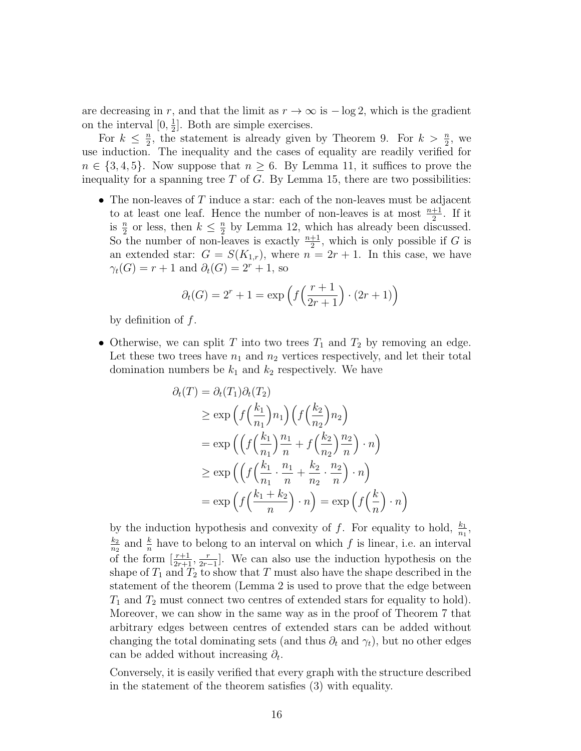are decreasing in $r$, and that the limit as $r \to \infty$ is $-\log 2$, which is the gradient on the interval $[0, \frac{1}{2}]$. Both are simple exercises.

For $k \leq \frac{n}{2}$, the statement is already given by Theorem 9. For $k > \frac{n}{2}$, we use induction. The inequality and the cases of equality are readily verified for $n \in \{3, 4, 5\}$. Now suppose that $n \geq 6$. By Lemma 11, it suffices to prove the inequality for a spanning tree $T$ of $G$. By Lemma 15, there are two possibilities:

- The non-leaves of $T$ induce a star: each of the non-leaves must be adjacent to at least one leaf. Hence the number of non-leaves is at most $\frac{n+1}{2}$. If it is $\frac{n}{2}$ or less, then $k \leq \frac{n}{2}$ by Lemma 12, which has already been discussed. So the number of non-leaves is exactly $\frac{n+1}{2}$, which is only possible if $G$ is an extended star: $G = S(K_{1,r})$, where $n = 2r + 1$. In this case, we have $\gamma_t(G) = r + 1$ and $\partial_t(G) = 2^r + 1$, so

$$\partial_t(G) = 2^r + 1 = \exp\Big(f\Big(\frac{r+1}{2r+1}\Big) \cdot (2r+1)\Big)$$

by definition of $f$.

- Otherwise, we can split $T$ into two trees $T_1$ and $T_2$ by removing an edge. Let these two trees have $n_1$ and $n_2$ vertices respectively, and let their total domination numbers be $k_1$ and $k_2$ respectively. We have

$$\begin{aligned}
\partial_t(T) &= \partial_t(T_1)\partial_t(T_2) \\
&\geq \exp\Big(f\Big(\frac{k_1}{n_1}\Big)n_1\Big)\Big(f\Big(\frac{k_2}{n_2}\Big)n_2\Big) \\
&= \exp\Big(\Big(f\Big(\frac{k_1}{n_1}\Big)\frac{n_1}{n} + f\Big(\frac{k_2}{n_2}\Big)\frac{n_2}{n}\Big) \cdot n\Big) \\
&\geq \exp\Big(\Big(f\Big(\frac{k_1}{n_1} \cdot \frac{n_1}{n} + \frac{k_2}{n_2} \cdot \frac{n_2}{n}\Big) \cdot n\Big) \\
&= \exp\Big(f\Big(\frac{k_1 + k_2}{n}\Big) \cdot n\Big) = \exp\Big(f\Big(\frac{k}{n}\Big) \cdot n\Big)
\end{aligned}$$

by the induction hypothesis and convexity of $f$. For equality to hold, $\frac{k_1}{n_1}$, $\frac{k_2}{n_2}$ and $\frac{k}{n}$ have to belong to an interval on which $f$ is linear, i.e. an interval of the form $[\frac{r+1}{2r+1}, \frac{r}{2r-1}]$. We can also use the induction hypothesis on the shape of $T_1$ and $T_2$ to show that $T$ must also have the shape described in the statement of the theorem (Lemma 2 is used to prove that the edge between $T_1$ and $T_2$ must connect two centres of extended stars for equality to hold). Moreover, we can show in the same way as in the proof of Theorem 7 that arbitrary edges between centres of extended stars can be added without changing the total dominating sets (and thus $\partial_t$ and $\gamma_t$), but no other edges can be added without increasing $\partial_t$.

Conversely, it is easily verified that every graph with the structure described in the statement of the theorem satisfies (3) with equality.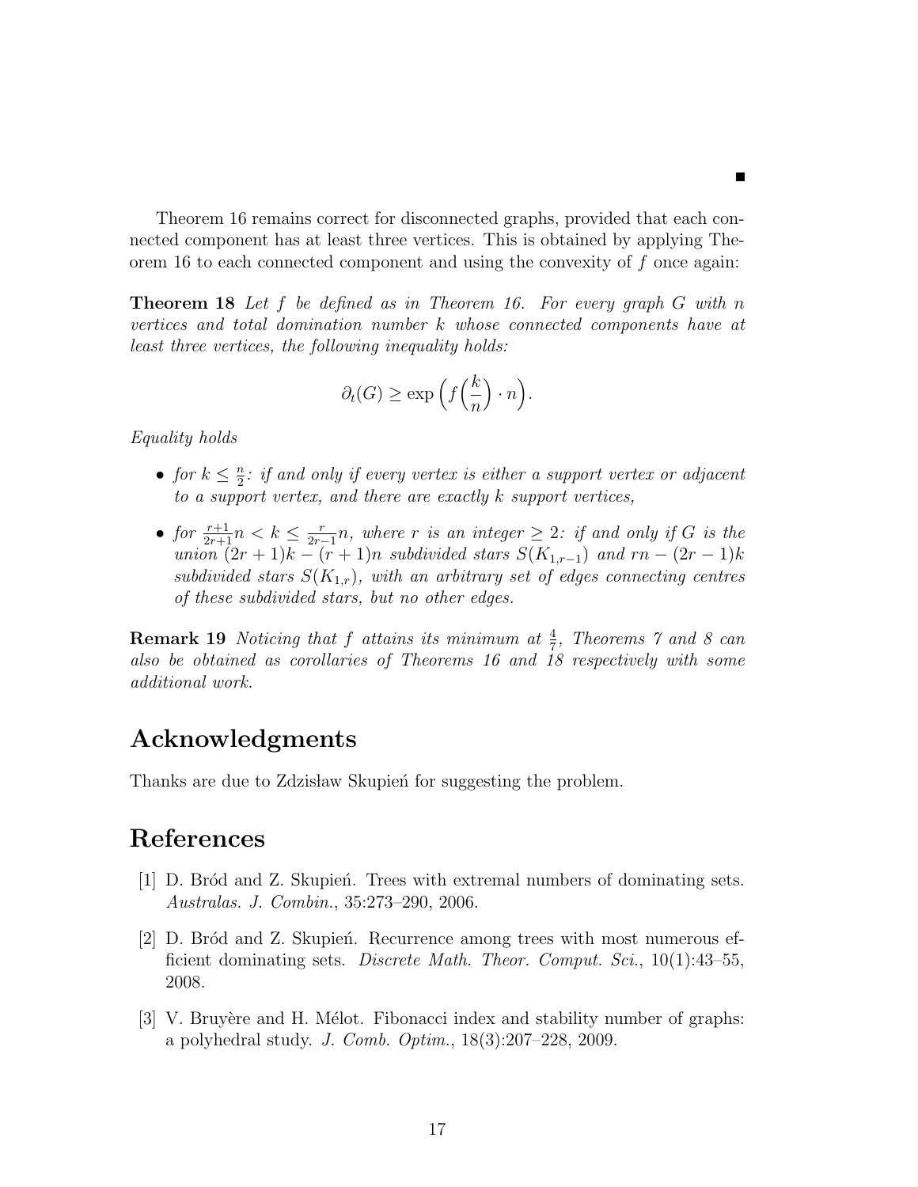■

Theorem 16 remains correct for disconnected graphs, provided that each connected component has at least three vertices. This is obtained by applying Theorem 16 to each connected component and using the convexity of $f$ once again:

**Theorem 18** *Let $f$ be defined as in Theorem 16. For every graph $G$ with $n$ vertices and total domination number $k$ whose connected components have at least three vertices, the following inequality holds:*

$$\partial_t(G) \geq \exp\Big(f\Big(\frac{k}{n}\Big) \cdot n\Big).$$

*Equality holds*

- *for $k \leq \frac{n}{2}$: if and only if every vertex is either a support vertex or adjacent to a support vertex, and there are exactly $k$ support vertices,*
- *for $\frac{r+1}{2r+1}n < k \leq \frac{r}{2r-1}n$, where $r$ is an integer $\geq 2$: if and only if $G$ is the union $(2r+1)k - (r+1)n$ subdivided stars $S(K_{1,r-1})$ and $rn - (2r-1)k$ subdivided stars $S(K_{1,r})$, with an arbitrary set of edges connecting centres of these subdivided stars, but no other edges.*

**Remark 19** *Noticing that $f$ attains its minimum at $\frac{4}{7}$, Theorems 7 and 8 can also be obtained as corollaries of Theorems 16 and 18 respectively with some additional work.*

## Acknowledgments

Thanks are due to Zdzisław Skupień for suggesting the problem.

## References

[1] D. Bród and Z. Skupień. Trees with extremal numbers of dominating sets. *Australas. J. Combin.*, 35:273–290, 2006.

[2] D. Bród and Z. Skupień. Recurrence among trees with most numerous efficient dominating sets. *Discrete Math. Theor. Comput. Sci.*, 10(1):43–55, 2008.

[3] V. Bruyère and H. Mélot. Fibonacci index and stability number of graphs: a polyhedral study. *J. Comb. Optim.*, 18(3):207–228, 2009.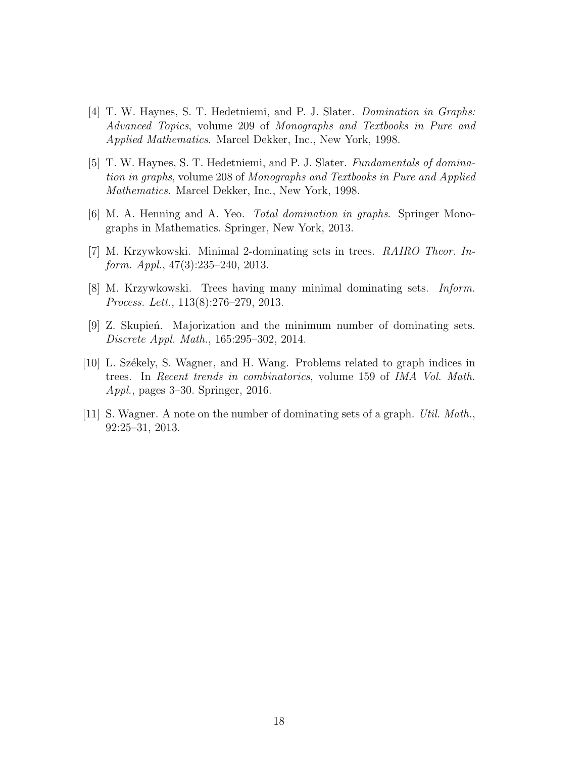[4] T. W. Haynes, S. T. Hedetniemi, and P. J. Slater. *Domination in Graphs: Advanced Topics*, volume 209 of *Monographs and Textbooks in Pure and Applied Mathematics*. Marcel Dekker, Inc., New York, 1998.

[5] T. W. Haynes, S. T. Hedetniemi, and P. J. Slater. *Fundamentals of domination in graphs*, volume 208 of *Monographs and Textbooks in Pure and Applied Mathematics*. Marcel Dekker, Inc., New York, 1998.

[6] M. A. Henning and A. Yeo. *Total domination in graphs*. Springer Monographs in Mathematics. Springer, New York, 2013.

[7] M. Krzywkowski. Minimal 2-dominating sets in trees. *RAIRO Theor. Inform. Appl.*, 47(3):235–240, 2013.

[8] M. Krzywkowski. Trees having many minimal dominating sets. *Inform. Process. Lett.*, 113(8):276–279, 2013.

[9] Z. Skupień. Majorization and the minimum number of dominating sets. *Discrete Appl. Math.*, 165:295–302, 2014.

[10] L. Székely, S. Wagner, and H. Wang. Problems related to graph indices in trees. In *Recent trends in combinatorics*, volume 159 of *IMA Vol. Math. Appl.*, pages 3–30. Springer, 2016.

[11] S. Wagner. A note on the number of dominating sets of a graph. *Util. Math.*, 92:25–31, 2013.